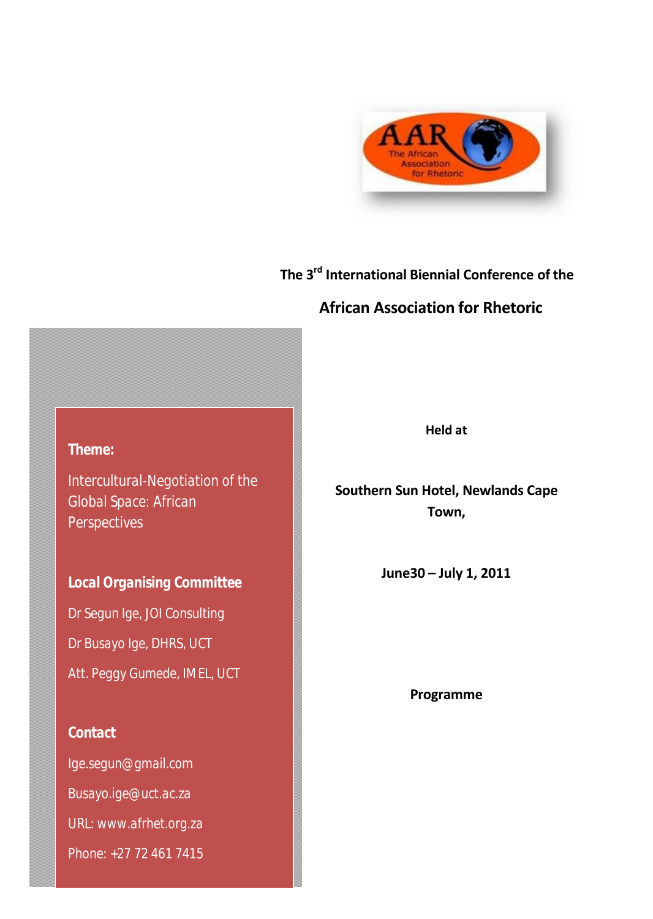The 3rd International Biennial Conference of the

# African Association for Rhetoric

**Held at**

**Southern Sun Hotel, Newlands Cape Town,**

**June30 – July 1, 2011**

**Programme**

**Theme:**

Intercultural-Negotiation of the Global Space: African Perspectives

**Local Organising Committee**

Dr Segun Ige, JOI Consulting

Dr Busayo Ige, DHRS, UCT

Att. Peggy Gumede, IMEL, UCT

**Contact**

Ige.segun@gmail.com

Busayo.ige@uct.ac.za

URL: www.afrhet.org.za

Phone: +27 72 461 7415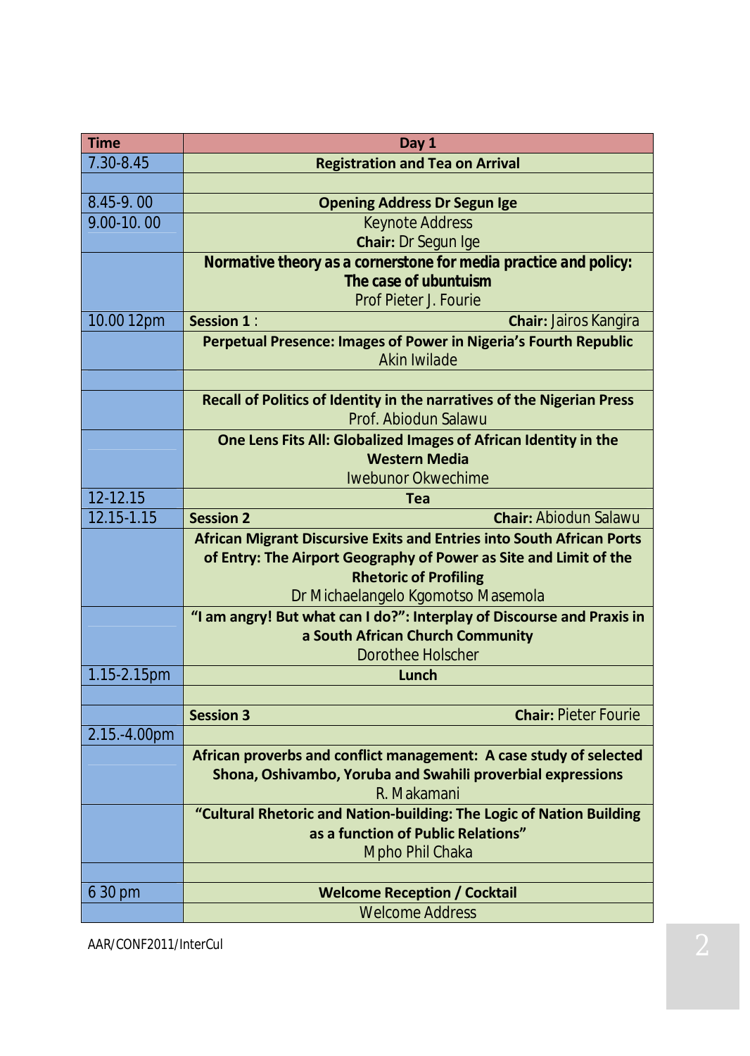| Time | Day 1 |
| --- | --- |
| 7.30-8.45 | **Registration and Tea on Arrival** |
| | |
| 8.45-9. 00 | **Opening Address Dr Segun Ige** |
| 9.00-10. 00 | Keynote Address<br>**Chair:** Dr Segun Ige |
| | **Normative theory as a cornerstone for media practice and policy: The case of ubuntuism**<br>Prof Pieter J. Fourie |
| 10.00 12pm | **Session 1** : **Chair:** Jairos Kangira |
| | **Perpetual Presence: Images of Power in Nigeria's Fourth Republic**<br>Akin Iwilade |
| | |
| | **Recall of Politics of Identity in the narratives of the Nigerian Press**<br>Prof. Abiodun Salawu |
| | **One Lens Fits All: Globalized Images of African Identity in the Western Media**<br>Iwebunor Okwechime |
| 12-12.15 | **Tea** |
| 12.15-1.15 | **Session 2** **Chair:** Abiodun Salawu |
| | **African Migrant Discursive Exits and Entries into South African Ports of Entry: The Airport Geography of Power as Site and Limit of the Rhetoric of Profiling**<br>Dr Michaelangelo Kgomotso Masemola |
| | **"I am angry! But what can I do?": Interplay of Discourse and Praxis in a South African Church Community**<br>Dorothee Holscher |
| 1.15-2.15pm | **Lunch** |
| | |
| | **Session 3** **Chair:** Pieter Fourie |
| 2.15.-4.00pm | |
| | **African proverbs and conflict management: A case study of selected Shona, Oshivambo, Yoruba and Swahili proverbial expressions**<br>R. Makamani |
| | **"Cultural Rhetoric and Nation-building: The Logic of Nation Building as a function of Public Relations"**<br>Mpho Phil Chaka |
| | |
| 6 30 pm | **Welcome Reception / Cocktail** |
| | Welcome Address |

AAR/CONF2011/InterCul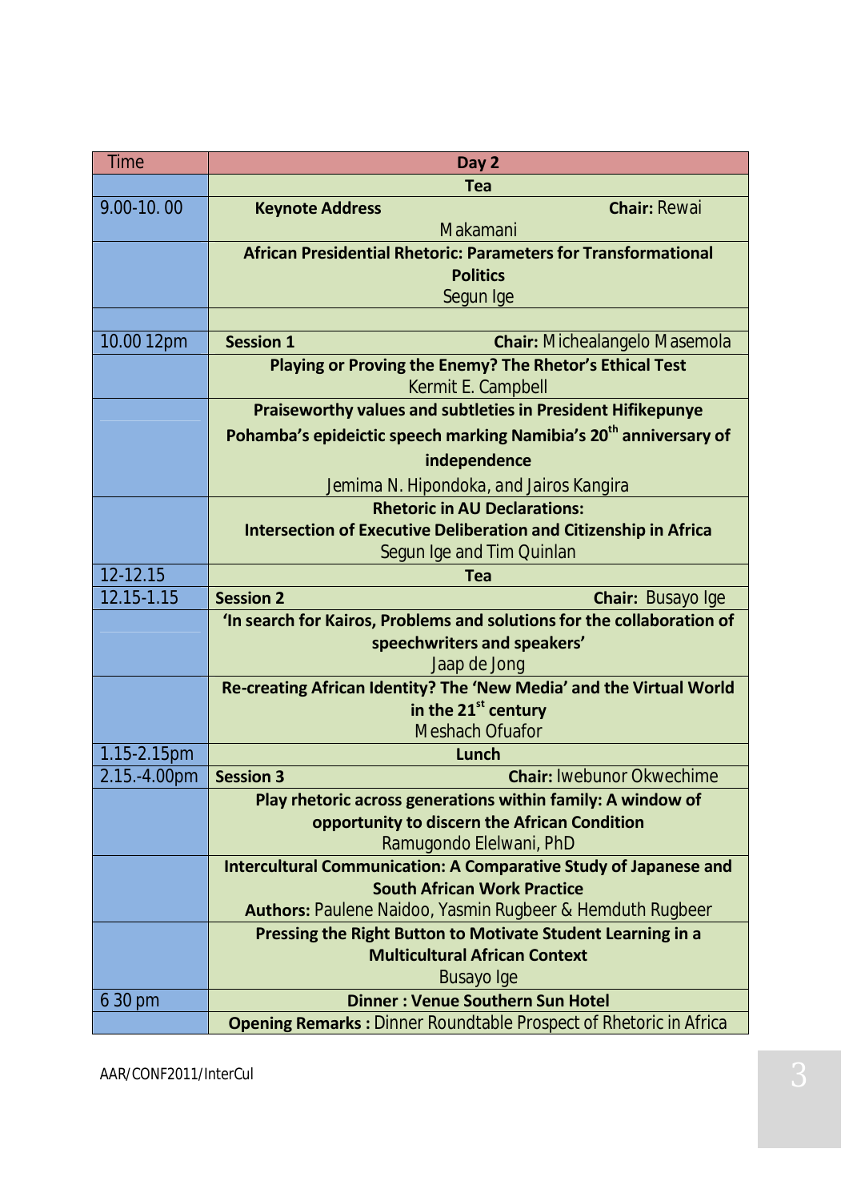| Time | Day 2 |
|---|---|
| | **Tea** |
| 9.00-10. 00 | **Keynote Address** **Chair:** Rewai Makamani |
| | **African Presidential Rhetoric: Parameters for Transformational Politics**<br>Segun Ige |
| | |
| 10.00 12pm | **Session 1** **Chair:** Michealangelo Masemola |
| | **Playing or Proving the Enemy? The Rhetor's Ethical Test**<br>Kermit E. Campbell |
| | **Praiseworthy values and subtleties in President Hifikepunye Pohamba's epideictic speech marking Namibia's 20th anniversary of independence**<br>Jemima N. Hipondoka, and Jairos Kangira |
| | **Rhetoric in AU Declarations: Intersection of Executive Deliberation and Citizenship in Africa**<br>Segun Ige and Tim Quinlan |
| 12-12.15 | **Tea** |
| 12.15-1.15 | **Session 2** **Chair:** Busayo Ige |
| | **'In search for Kairos, Problems and solutions for the collaboration of speechwriters and speakers'**<br>Jaap de Jong |
| | **Re-creating African Identity? The 'New Media' and the Virtual World in the 21st century**<br>Meshach Ofuafor |
| 1.15-2.15pm | **Lunch** |
| 2.15.-4.00pm | **Session 3** **Chair:** Iwebunor Okwechime |
| | **Play rhetoric across generations within family: A window of opportunity to discern the African Condition**<br>Ramugondo Elelwani, PhD |
| | **Intercultural Communication: A Comparative Study of Japanese and South African Work Practice**<br>**Authors:** Paulene Naidoo, Yasmin Rugbeer & Hemduth Rugbeer |
| | **Pressing the Right Button to Motivate Student Learning in a Multicultural African Context**<br>Busayo Ige |
| 6 30 pm | **Dinner : Venue Southern Sun Hotel** |
| | **Opening Remarks :** Dinner Roundtable Prospect of Rhetoric in Africa |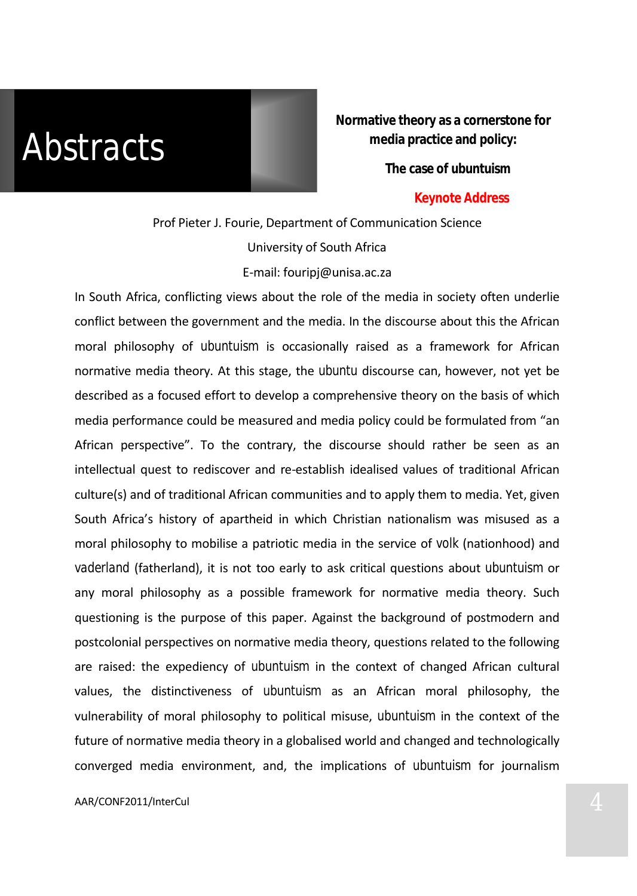# Abstracts

## Normative theory as a cornerstone for media practice and policy:

### The case of ubuntuism

**Keynote Address**

Prof Pieter J. Fourie, Department of Communication Science

University of South Africa

E-mail: fouripj@unisa.ac.za

In South Africa, conflicting views about the role of the media in society often underlie conflict between the government and the media. In the discourse about this the African moral philosophy of ubuntuism is occasionally raised as a framework for African normative media theory. At this stage, the ubuntu discourse can, however, not yet be described as a focused effort to develop a comprehensive theory on the basis of which media performance could be measured and media policy could be formulated from "an African perspective". To the contrary, the discourse should rather be seen as an intellectual quest to rediscover and re-establish idealised values of traditional African culture(s) and of traditional African communities and to apply them to media. Yet, given South Africa's history of apartheid in which Christian nationalism was misused as a moral philosophy to mobilise a patriotic media in the service of volk (nationhood) and vaderland (fatherland), it is not too early to ask critical questions about ubuntuism or any moral philosophy as a possible framework for normative media theory. Such questioning is the purpose of this paper. Against the background of postmodern and postcolonial perspectives on normative media theory, questions related to the following are raised: the expediency of ubuntuism in the context of changed African cultural values, the distinctiveness of ubuntuism as an African moral philosophy, the vulnerability of moral philosophy to political misuse, ubuntuism in the context of the future of normative media theory in a globalised world and changed and technologically converged media environment, and, the implications of ubuntuism for journalism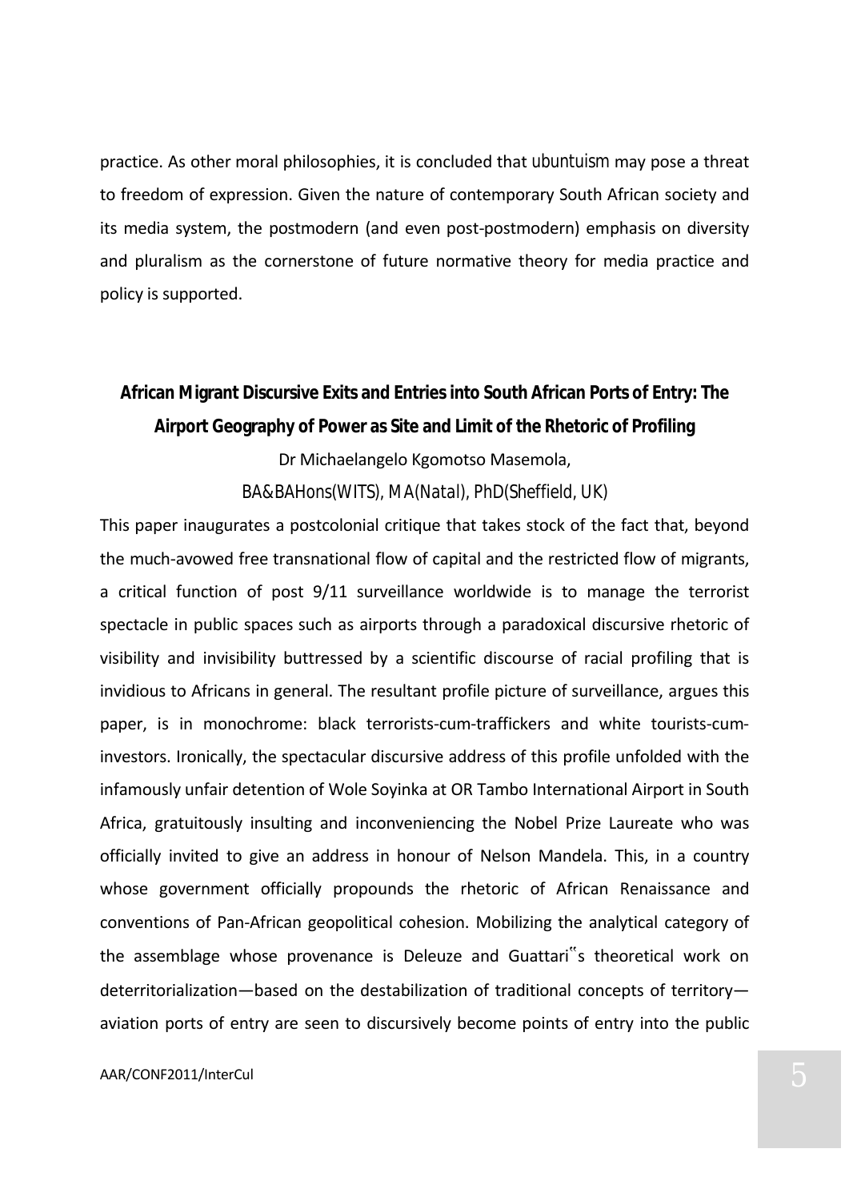practice. As other moral philosophies, it is concluded that *ubuntuism* may pose a threat to freedom of expression. Given the nature of contemporary South African society and its media system, the postmodern (and even post-postmodern) emphasis on diversity and pluralism as the cornerstone of future normative theory for media practice and policy is supported.

### **African Migrant Discursive Exits and Entries into South African Ports of Entry: The Airport Geography of Power as Site and Limit of the Rhetoric of Profiling**

Dr Michaelangelo Kgomotso Masemola,

BA&BAHons(WITS), MA(Natal), PhD(Sheffield, UK)

This paper inaugurates a postcolonial critique that takes stock of the fact that, beyond the much-avowed free transnational flow of capital and the restricted flow of migrants, a critical function of post 9/11 surveillance worldwide is to manage the terrorist spectacle in public spaces such as airports through a paradoxical discursive rhetoric of visibility and invisibility buttressed by a scientific discourse of racial profiling that is invidious to Africans in general. The resultant profile picture of surveillance, argues this paper, is in monochrome: black terrorists-cum-traffickers and white tourists-cum-investors. Ironically, the spectacular discursive address of this profile unfolded with the infamously unfair detention of Wole Soyinka at OR Tambo International Airport in South Africa, gratuitously insulting and inconveniencing the Nobel Prize Laureate who was officially invited to give an address in honour of Nelson Mandela. This, in a country whose government officially propounds the rhetoric of African Renaissance and conventions of Pan-African geopolitical cohesion. Mobilizing the analytical category of the assemblage whose provenance is Deleuze and Guattari"s theoretical work on deterritorialization—based on the destabilization of traditional concepts of territory—aviation ports of entry are seen to discursively become points of entry into the public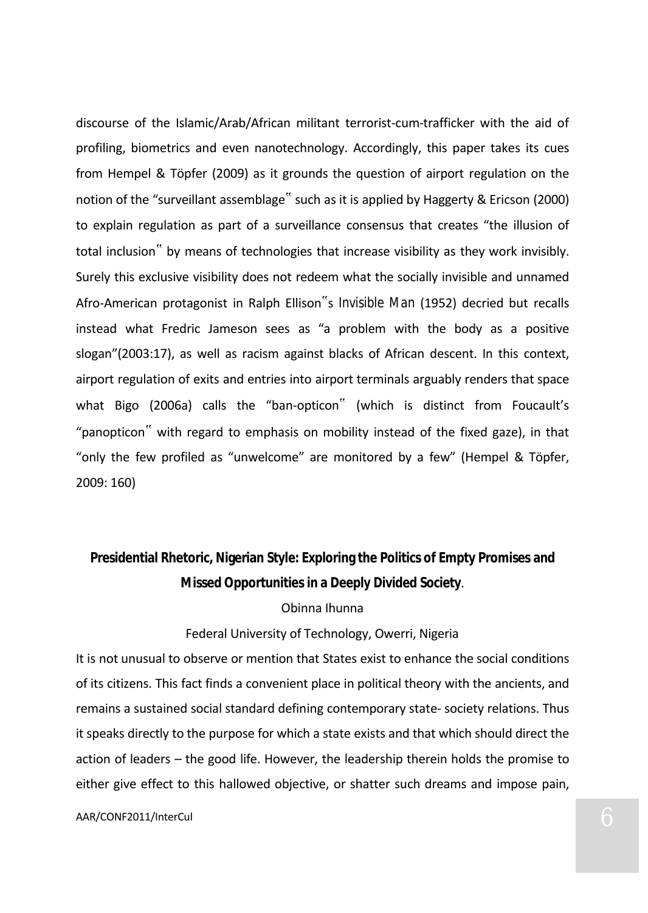discourse of the Islamic/Arab/African militant terrorist-cum-trafficker with the aid of profiling, biometrics and even nanotechnology. Accordingly, this paper takes its cues from Hempel & Töpfer (2009) as it grounds the question of airport regulation on the notion of the "surveillant assemblage" such as it is applied by Haggerty & Ericson (2000) to explain regulation as part of a surveillance consensus that creates "the illusion of total inclusion" by means of technologies that increase visibility as they work invisibly. Surely this exclusive visibility does not redeem what the socially invisible and unnamed Afro-American protagonist in Ralph Ellison"s *Invisible Man* (1952) decried but recalls instead what Fredric Jameson sees as "a problem with the body as a positive slogan"(2003:17), as well as racism against blacks of African descent. In this context, airport regulation of exits and entries into airport terminals arguably renders that space what Bigo (2006a) calls the "ban-opticon" (which is distinct from Foucault's "panopticon" with regard to emphasis on mobility instead of the fixed gaze), in that "only the few profiled as "unwelcome" are monitored by a few" (Hempel & Töpfer, 2009: 160)

## **Presidential Rhetoric, Nigerian Style: Exploring the Politics of Empty Promises and Missed Opportunities in a Deeply Divided Society**.

Obinna Ihunna

Federal University of Technology, Owerri, Nigeria

It is not unusual to observe or mention that States exist to enhance the social conditions of its citizens. This fact finds a convenient place in political theory with the ancients, and remains a sustained social standard defining contemporary state- society relations. Thus it speaks directly to the purpose for which a state exists and that which should direct the action of leaders – the good life. However, the leadership therein holds the promise to either give effect to this hallowed objective, or shatter such dreams and impose pain,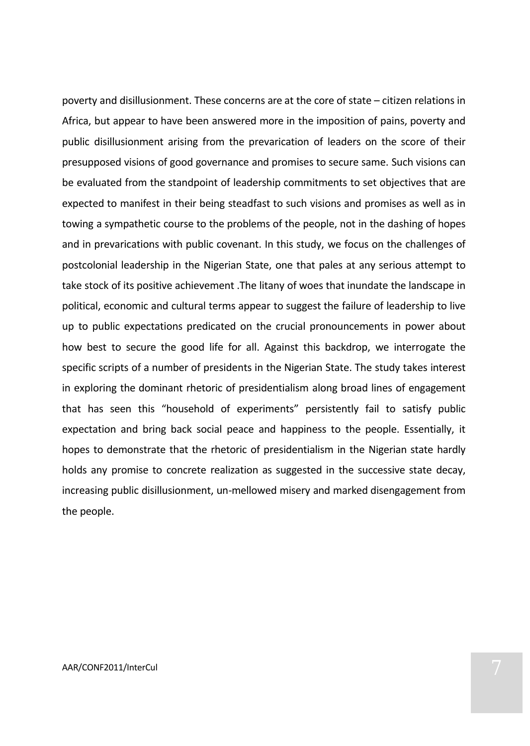poverty and disillusionment. These concerns are at the core of state – citizen relations in Africa, but appear to have been answered more in the imposition of pains, poverty and public disillusionment arising from the prevarication of leaders on the score of their presupposed visions of good governance and promises to secure same. Such visions can be evaluated from the standpoint of leadership commitments to set objectives that are expected to manifest in their being steadfast to such visions and promises as well as in towing a sympathetic course to the problems of the people, not in the dashing of hopes and in prevarications with public covenant. In this study, we focus on the challenges of postcolonial leadership in the Nigerian State, one that pales at any serious attempt to take stock of its positive achievement .The litany of woes that inundate the landscape in political, economic and cultural terms appear to suggest the failure of leadership to live up to public expectations predicated on the crucial pronouncements in power about how best to secure the good life for all. Against this backdrop, we interrogate the specific scripts of a number of presidents in the Nigerian State. The study takes interest in exploring the dominant rhetoric of presidentialism along broad lines of engagement that has seen this "household of experiments" persistently fail to satisfy public expectation and bring back social peace and happiness to the people. Essentially, it hopes to demonstrate that the rhetoric of presidentialism in the Nigerian state hardly holds any promise to concrete realization as suggested in the successive state decay, increasing public disillusionment, un-mellowed misery and marked disengagement from the people.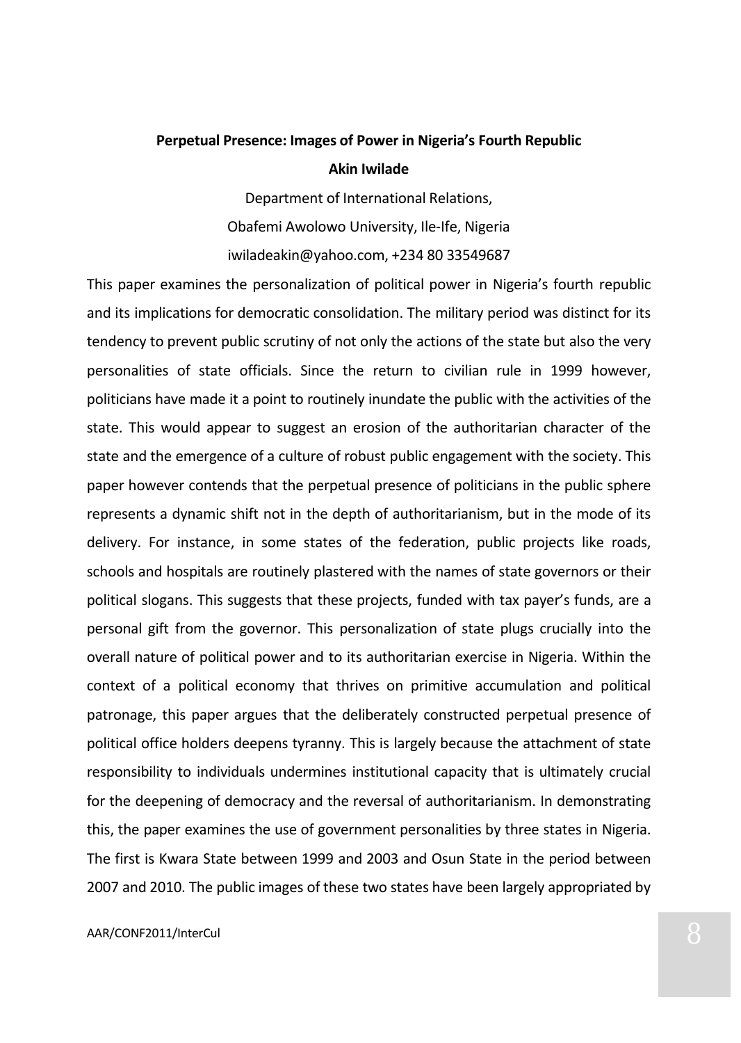**Perpetual Presence: Images of Power in Nigeria's Fourth Republic**

**Akin Iwilade**

Department of International Relations,

Obafemi Awolowo University, Ile-Ife, Nigeria

iwiladeakin@yahoo.com, +234 80 33549687

This paper examines the personalization of political power in Nigeria's fourth republic and its implications for democratic consolidation. The military period was distinct for its tendency to prevent public scrutiny of not only the actions of the state but also the very personalities of state officials. Since the return to civilian rule in 1999 however, politicians have made it a point to routinely inundate the public with the activities of the state. This would appear to suggest an erosion of the authoritarian character of the state and the emergence of a culture of robust public engagement with the society. This paper however contends that the perpetual presence of politicians in the public sphere represents a dynamic shift not in the depth of authoritarianism, but in the mode of its delivery. For instance, in some states of the federation, public projects like roads, schools and hospitals are routinely plastered with the names of state governors or their political slogans. This suggests that these projects, funded with tax payer's funds, are a personal gift from the governor. This personalization of state plugs crucially into the overall nature of political power and to its authoritarian exercise in Nigeria. Within the context of a political economy that thrives on primitive accumulation and political patronage, this paper argues that the deliberately constructed perpetual presence of political office holders deepens tyranny. This is largely because the attachment of state responsibility to individuals undermines institutional capacity that is ultimately crucial for the deepening of democracy and the reversal of authoritarianism. In demonstrating this, the paper examines the use of government personalities by three states in Nigeria. The first is Kwara State between 1999 and 2003 and Osun State in the period between 2007 and 2010. The public images of these two states have been largely appropriated by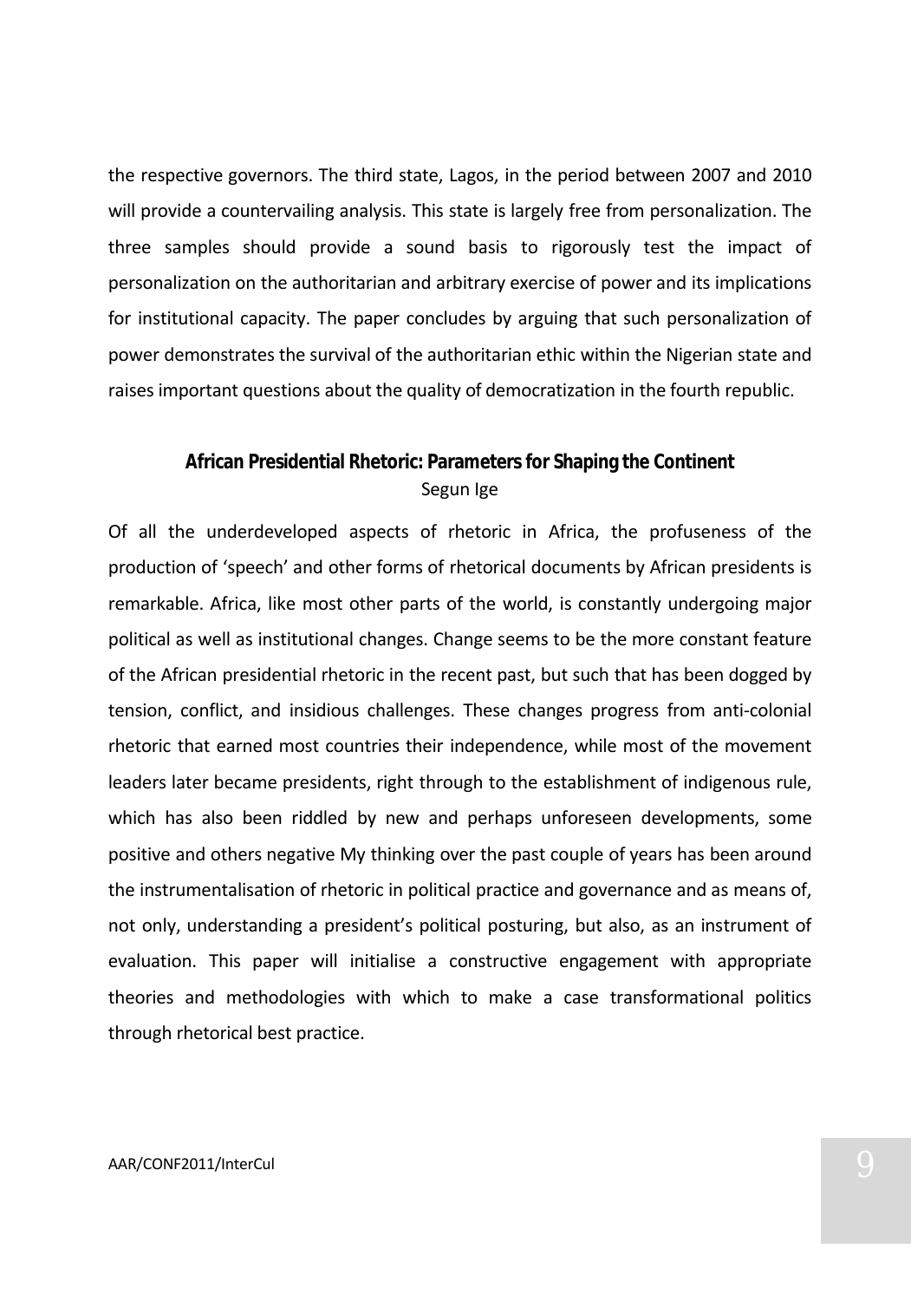the respective governors. The third state, Lagos, in the period between 2007 and 2010 will provide a countervailing analysis. This state is largely free from personalization. The three samples should provide a sound basis to rigorously test the impact of personalization on the authoritarian and arbitrary exercise of power and its implications for institutional capacity. The paper concludes by arguing that such personalization of power demonstrates the survival of the authoritarian ethic within the Nigerian state and raises important questions about the quality of democratization in the fourth republic.

## African Presidential Rhetoric: Parameters for Shaping the Continent

Segun Ige

Of all the underdeveloped aspects of rhetoric in Africa, the profuseness of the production of 'speech' and other forms of rhetorical documents by African presidents is remarkable. Africa, like most other parts of the world, is constantly undergoing major political as well as institutional changes. Change seems to be the more constant feature of the African presidential rhetoric in the recent past, but such that has been dogged by tension, conflict, and insidious challenges. These changes progress from anti-colonial rhetoric that earned most countries their independence, while most of the movement leaders later became presidents, right through to the establishment of indigenous rule, which has also been riddled by new and perhaps unforeseen developments, some positive and others negative My thinking over the past couple of years has been around the instrumentalisation of rhetoric in political practice and governance and as means of, not only, understanding a president's political posturing, but also, as an instrument of evaluation. This paper will initialise a constructive engagement with appropriate theories and methodologies with which to make a case transformational politics through rhetorical best practice.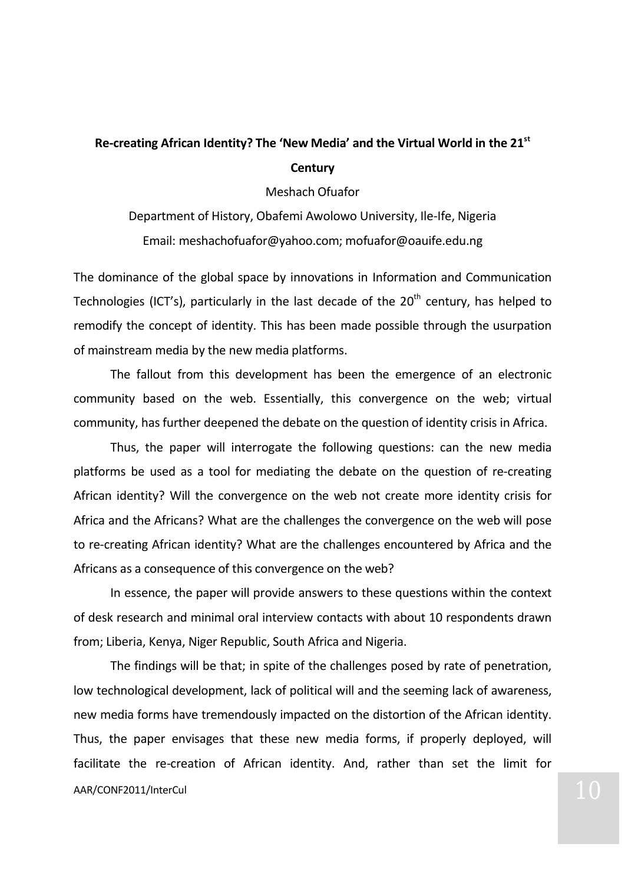**Re-creating African Identity? The 'New Media' and the Virtual World in the 21st Century**

Meshach Ofuafor

Department of History, Obafemi Awolowo University, Ile-Ife, Nigeria

Email: meshachofuafor@yahoo.com; mofuafor@oauife.edu.ng

The dominance of the global space by innovations in Information and Communication Technologies (ICT's), particularly in the last decade of the 20th century, has helped to remodify the concept of identity. This has been made possible through the usurpation of mainstream media by the new media platforms.

The fallout from this development has been the emergence of an electronic community based on the web. Essentially, this convergence on the web; virtual community, has further deepened the debate on the question of identity crisis in Africa.

Thus, the paper will interrogate the following questions: can the new media platforms be used as a tool for mediating the debate on the question of re-creating African identity? Will the convergence on the web not create more identity crisis for Africa and the Africans? What are the challenges the convergence on the web will pose to re-creating African identity? What are the challenges encountered by Africa and the Africans as a consequence of this convergence on the web?

In essence, the paper will provide answers to these questions within the context of desk research and minimal oral interview contacts with about 10 respondents drawn from; Liberia, Kenya, Niger Republic, South Africa and Nigeria.

The findings will be that; in spite of the challenges posed by rate of penetration, low technological development, lack of political will and the seeming lack of awareness, new media forms have tremendously impacted on the distortion of the African identity. Thus, the paper envisages that these new media forms, if properly deployed, will facilitate the re-creation of African identity. And, rather than set the limit for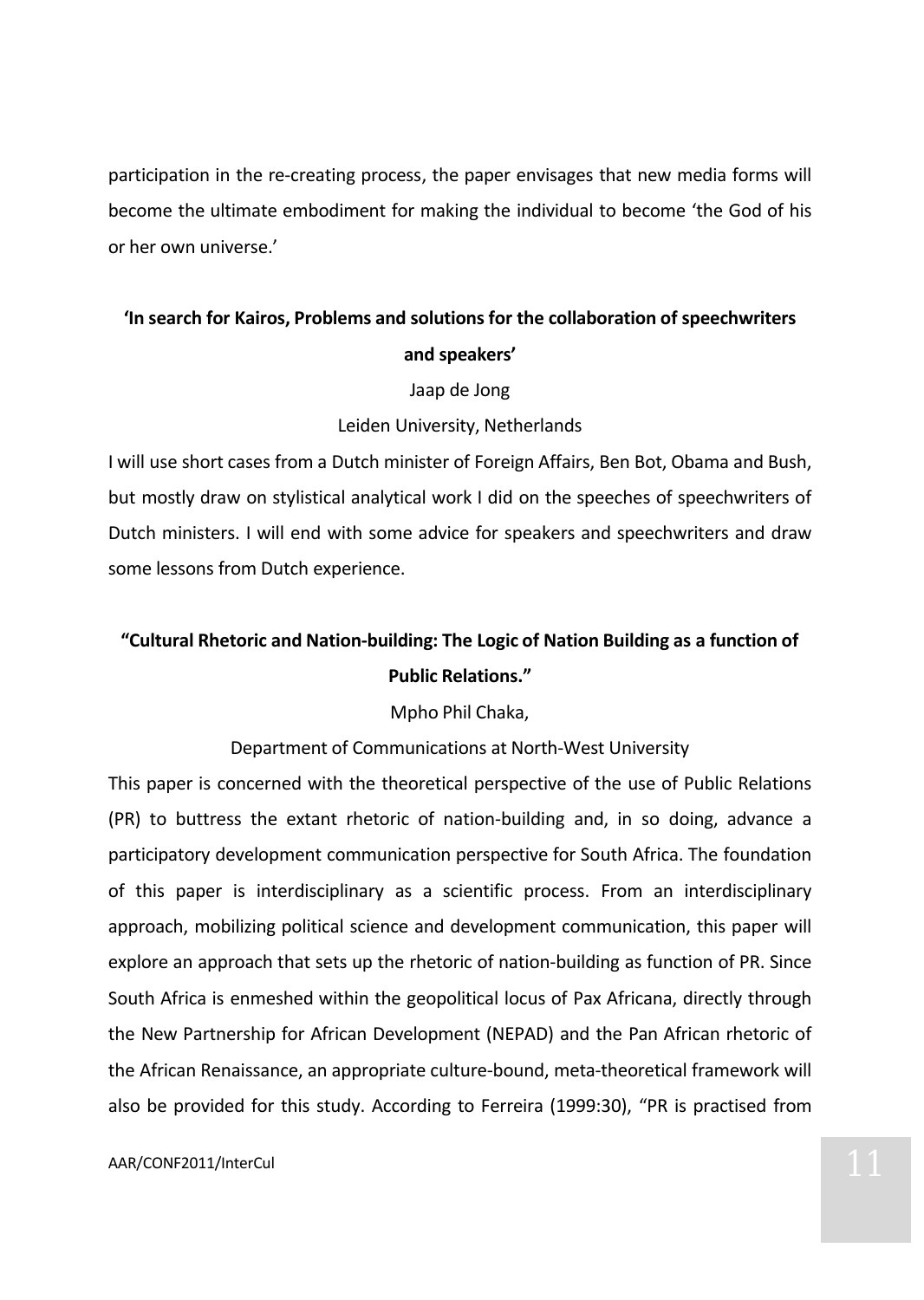participation in the re-creating process, the paper envisages that new media forms will become the ultimate embodiment for making the individual to become 'the God of his or her own universe.'

**'In search for Kairos, Problems and solutions for the collaboration of speechwriters and speakers'**

Jaap de Jong

Leiden University, Netherlands

I will use short cases from a Dutch minister of Foreign Affairs, Ben Bot, Obama and Bush, but mostly draw on stylistical analytical work I did on the speeches of speechwriters of Dutch ministers. I will end with some advice for speakers and speechwriters and draw some lessons from Dutch experience.

**"Cultural Rhetoric and Nation-building: The Logic of Nation Building as a function of Public Relations."**

Mpho Phil Chaka,

Department of Communications at North-West University

This paper is concerned with the theoretical perspective of the use of Public Relations (PR) to buttress the extant rhetoric of nation-building and, in so doing, advance a participatory development communication perspective for South Africa. The foundation of this paper is interdisciplinary as a scientific process. From an interdisciplinary approach, mobilizing political science and development communication, this paper will explore an approach that sets up the rhetoric of nation-building as function of PR. Since South Africa is enmeshed within the geopolitical locus of Pax Africana, directly through the New Partnership for African Development (NEPAD) and the Pan African rhetoric of the African Renaissance, an appropriate culture-bound, meta-theoretical framework will also be provided for this study. According to Ferreira (1999:30), "PR is practised from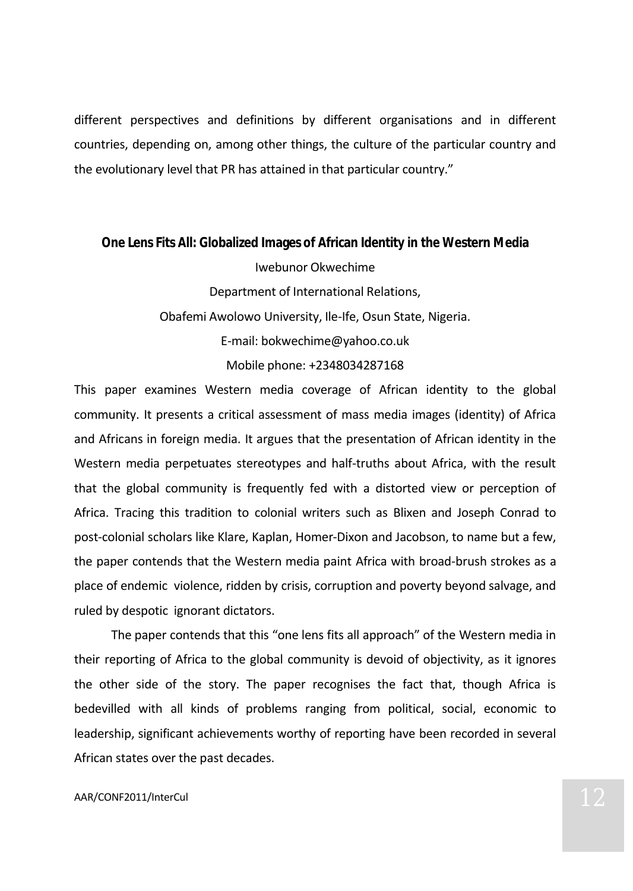different perspectives and definitions by different organisations and in different countries, depending on, among other things, the culture of the particular country and the evolutionary level that PR has attained in that particular country."

### One Lens Fits All: Globalized Images of African Identity in the Western Media

Iwebunor Okwechime

Department of International Relations,

Obafemi Awolowo University, Ile-Ife, Osun State, Nigeria.

E-mail: bokwechime@yahoo.co.uk

Mobile phone: +2348034287168

This paper examines Western media coverage of African identity to the global community. It presents a critical assessment of mass media images (identity) of Africa and Africans in foreign media. It argues that the presentation of African identity in the Western media perpetuates stereotypes and half-truths about Africa, with the result that the global community is frequently fed with a distorted view or perception of Africa. Tracing this tradition to colonial writers such as Blixen and Joseph Conrad to post-colonial scholars like Klare, Kaplan, Homer-Dixon and Jacobson, to name but a few, the paper contends that the Western media paint Africa with broad-brush strokes as a place of endemic violence, ridden by crisis, corruption and poverty beyond salvage, and ruled by despotic ignorant dictators.

The paper contends that this "one lens fits all approach" of the Western media in their reporting of Africa to the global community is devoid of objectivity, as it ignores the other side of the story. The paper recognises the fact that, though Africa is bedevilled with all kinds of problems ranging from political, social, economic to leadership, significant achievements worthy of reporting have been recorded in several African states over the past decades.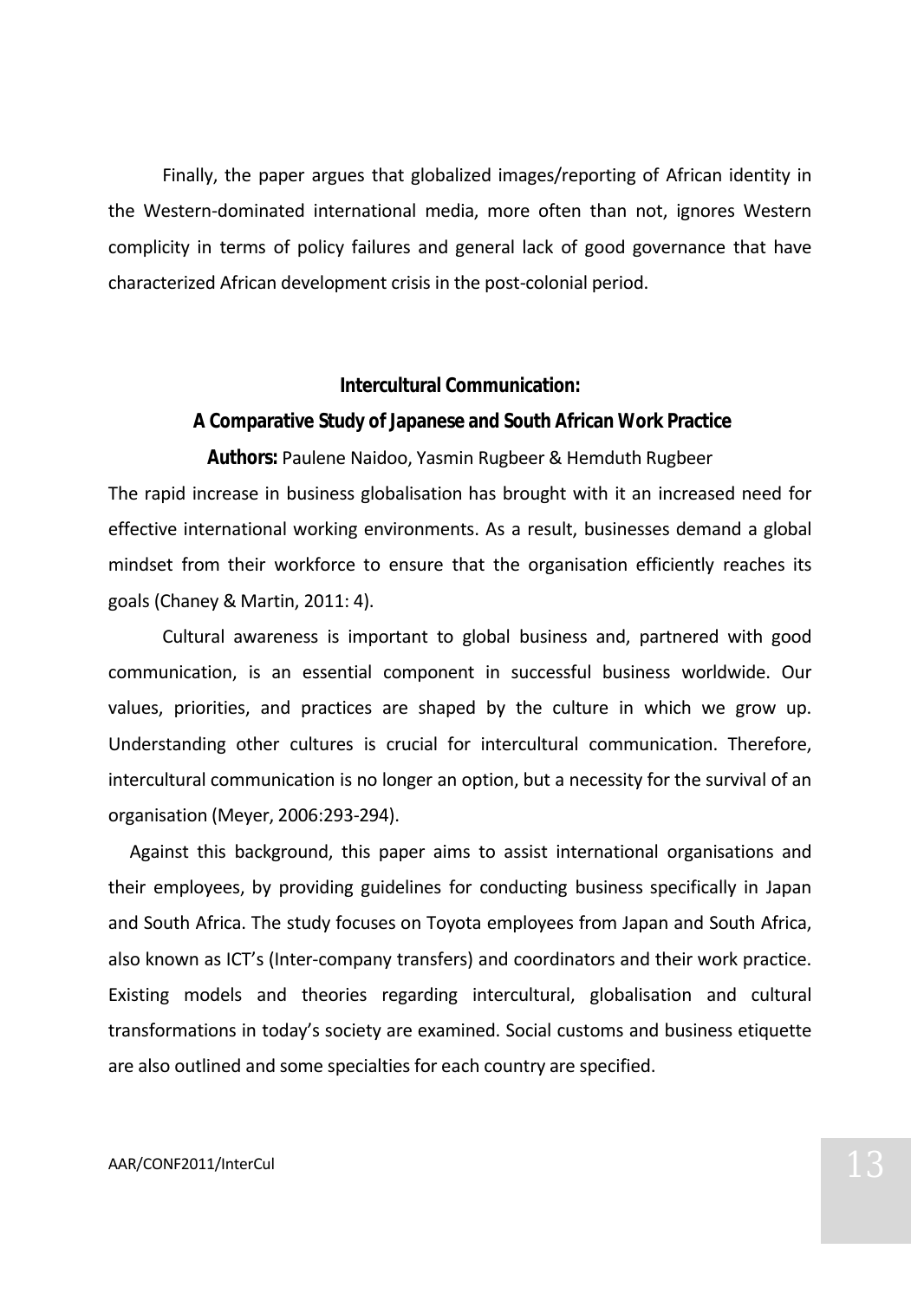Finally, the paper argues that globalized images/reporting of African identity in the Western-dominated international media, more often than not, ignores Western complicity in terms of policy failures and general lack of good governance that have characterized African development crisis in the post-colonial period.

## Intercultural Communication: A Comparative Study of Japanese and South African Work Practice

**Authors:** Paulene Naidoo, Yasmin Rugbeer & Hemduth Rugbeer

The rapid increase in business globalisation has brought with it an increased need for effective international working environments. As a result, businesses demand a global mindset from their workforce to ensure that the organisation efficiently reaches its goals (Chaney & Martin, 2011: 4).

Cultural awareness is important to global business and, partnered with good communication, is an essential component in successful business worldwide. Our values, priorities, and practices are shaped by the culture in which we grow up. Understanding other cultures is crucial for intercultural communication. Therefore, intercultural communication is no longer an option, but a necessity for the survival of an organisation (Meyer, 2006:293-294).

Against this background, this paper aims to assist international organisations and their employees, by providing guidelines for conducting business specifically in Japan and South Africa. The study focuses on Toyota employees from Japan and South Africa, also known as ICT's (Inter-company transfers) and coordinators and their work practice. Existing models and theories regarding intercultural, globalisation and cultural transformations in today's society are examined. Social customs and business etiquette are also outlined and some specialties for each country are specified.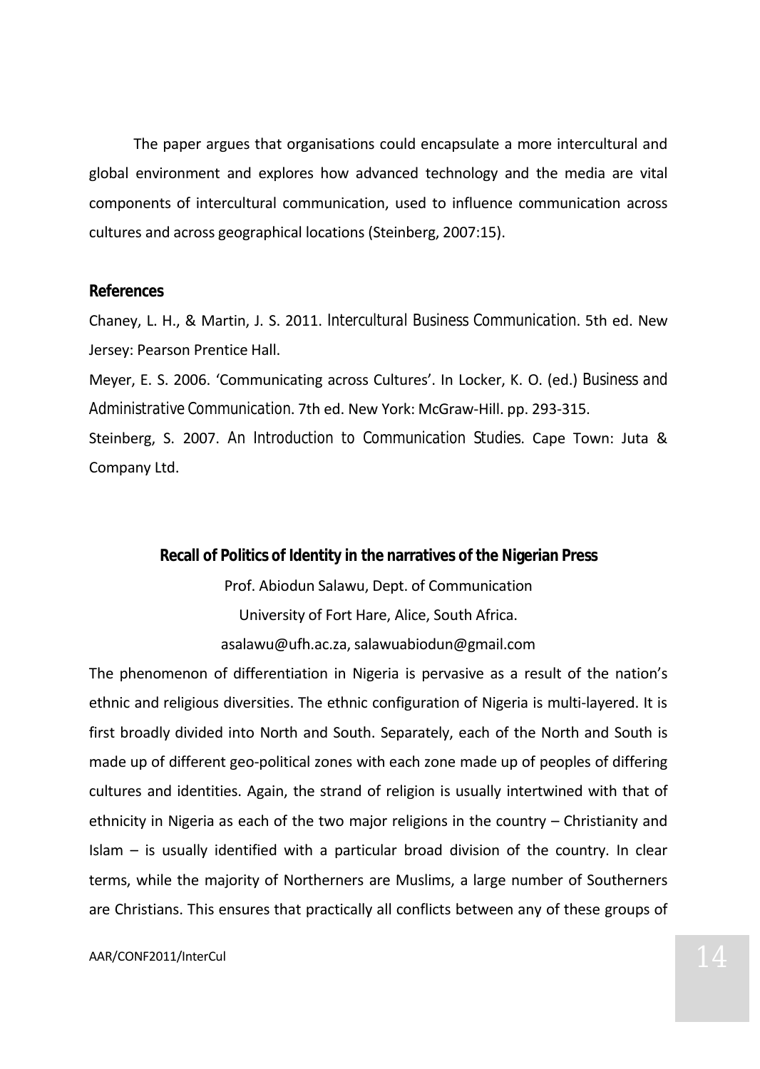The paper argues that organisations could encapsulate a more intercultural and global environment and explores how advanced technology and the media are vital components of intercultural communication, used to influence communication across cultures and across geographical locations (Steinberg, 2007:15).

### References

Chaney, L. H., & Martin, J. S. 2011. *Intercultural Business Communication*. 5th ed. New Jersey: Pearson Prentice Hall.

Meyer, E. S. 2006. 'Communicating across Cultures'. In Locker, K. O. (ed.) *Business and Administrative Communication*. 7th ed. New York: McGraw-Hill. pp. 293-315.

Steinberg, S. 2007. *An Introduction to Communication Studies*. Cape Town: Juta & Company Ltd.

## Recall of Politics of Identity in the narratives of the Nigerian Press

Prof. Abiodun Salawu, Dept. of Communication

University of Fort Hare, Alice, South Africa.

asalawu@ufh.ac.za, salawuabiodun@gmail.com

The phenomenon of differentiation in Nigeria is pervasive as a result of the nation's ethnic and religious diversities. The ethnic configuration of Nigeria is multi-layered. It is first broadly divided into North and South. Separately, each of the North and South is made up of different geo-political zones with each zone made up of peoples of differing cultures and identities. Again, the strand of religion is usually intertwined with that of ethnicity in Nigeria as each of the two major religions in the country – Christianity and Islam – is usually identified with a particular broad division of the country. In clear terms, while the majority of Northerners are Muslims, a large number of Southerners are Christians. This ensures that practically all conflicts between any of these groups of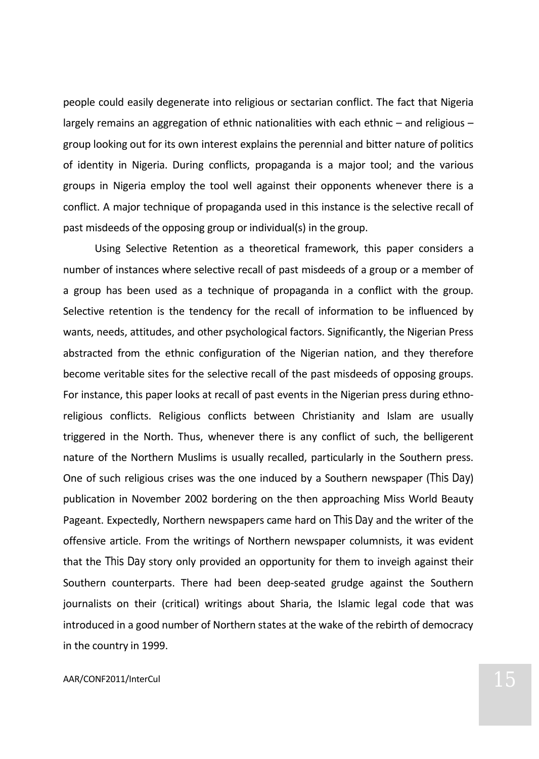people could easily degenerate into religious or sectarian conflict. The fact that Nigeria largely remains an aggregation of ethnic nationalities with each ethnic – and religious – group looking out for its own interest explains the perennial and bitter nature of politics of identity in Nigeria. During conflicts, propaganda is a major tool; and the various groups in Nigeria employ the tool well against their opponents whenever there is a conflict. A major technique of propaganda used in this instance is the selective recall of past misdeeds of the opposing group or individual(s) in the group.

Using Selective Retention as a theoretical framework, this paper considers a number of instances where selective recall of past misdeeds of a group or a member of a group has been used as a technique of propaganda in a conflict with the group. Selective retention is the tendency for the recall of information to be influenced by wants, needs, attitudes, and other psychological factors. Significantly, the Nigerian Press abstracted from the ethnic configuration of the Nigerian nation, and they therefore become veritable sites for the selective recall of the past misdeeds of opposing groups. For instance, this paper looks at recall of past events in the Nigerian press during ethno-religious conflicts. Religious conflicts between Christianity and Islam are usually triggered in the North. Thus, whenever there is any conflict of such, the belligerent nature of the Northern Muslims is usually recalled, particularly in the Southern press. One of such religious crises was the one induced by a Southern newspaper (*This Day*) publication in November 2002 bordering on the then approaching Miss World Beauty Pageant. Expectedly, Northern newspapers came hard on *This Day* and the writer of the offensive article. From the writings of Northern newspaper columnists, it was evident that the *This Day* story only provided an opportunity for them to inveigh against their Southern counterparts. There had been deep-seated grudge against the Southern journalists on their (critical) writings about Sharia, the Islamic legal code that was introduced in a good number of Northern states at the wake of the rebirth of democracy in the country in 1999.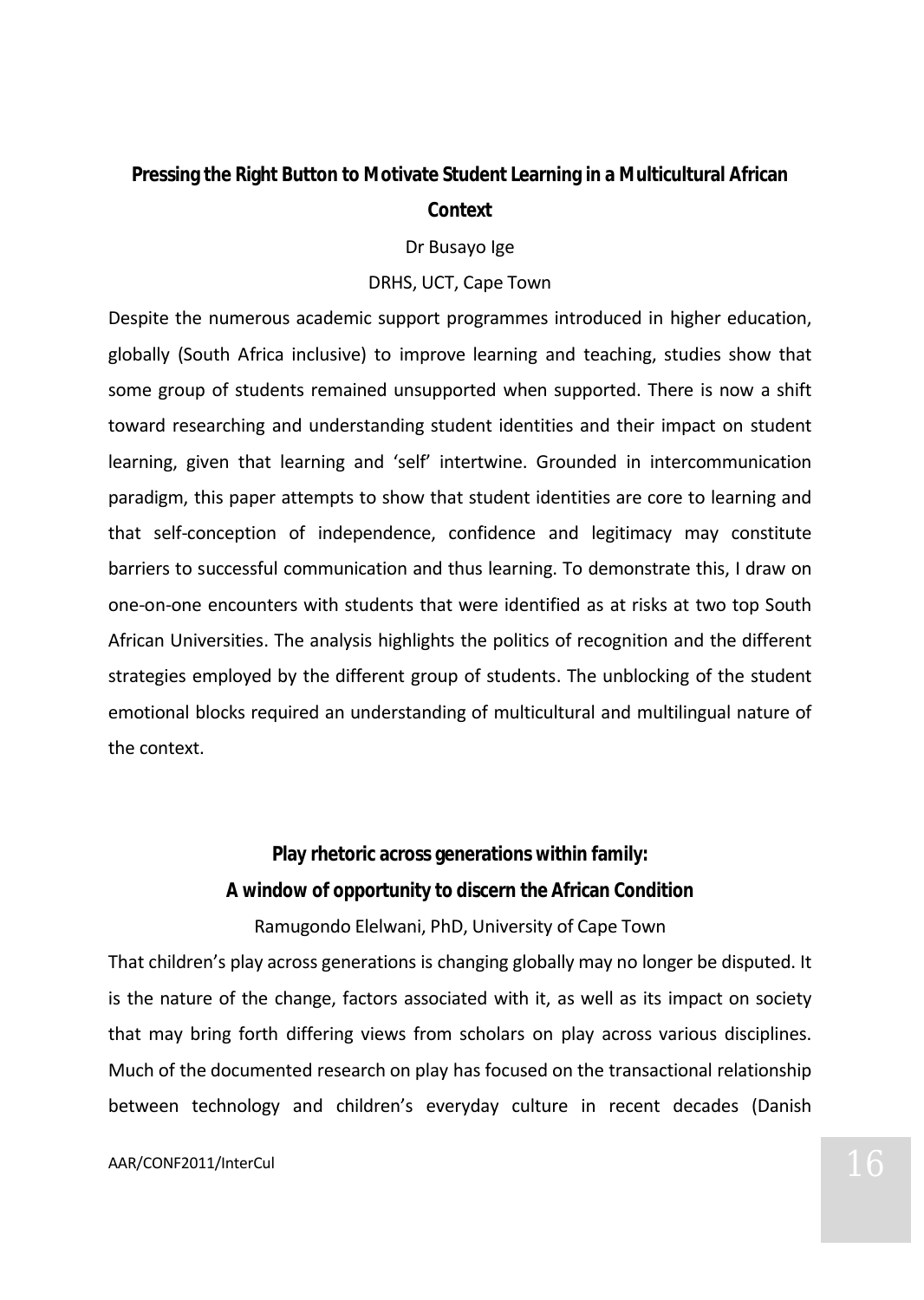## Pressing the Right Button to Motivate Student Learning in a Multicultural African Context

Dr Busayo Ige

DRHS, UCT, Cape Town

Despite the numerous academic support programmes introduced in higher education, globally (South Africa inclusive) to improve learning and teaching, studies show that some group of students remained unsupported when supported. There is now a shift toward researching and understanding student identities and their impact on student learning, given that learning and 'self' intertwine. Grounded in intercommunication paradigm, this paper attempts to show that student identities are core to learning and that self-conception of independence, confidence and legitimacy may constitute barriers to successful communication and thus learning. To demonstrate this, I draw on one-on-one encounters with students that were identified as at risks at two top South African Universities. The analysis highlights the politics of recognition and the different strategies employed by the different group of students. The unblocking of the student emotional blocks required an understanding of multicultural and multilingual nature of the context.

## Play rhetoric across generations within family: A window of opportunity to discern the African Condition

Ramugondo Elelwani, PhD, University of Cape Town

That children's play across generations is changing globally may no longer be disputed. It is the nature of the change, factors associated with it, as well as its impact on society that may bring forth differing views from scholars on play across various disciplines. Much of the documented research on play has focused on the transactional relationship between technology and children's everyday culture in recent decades (Danish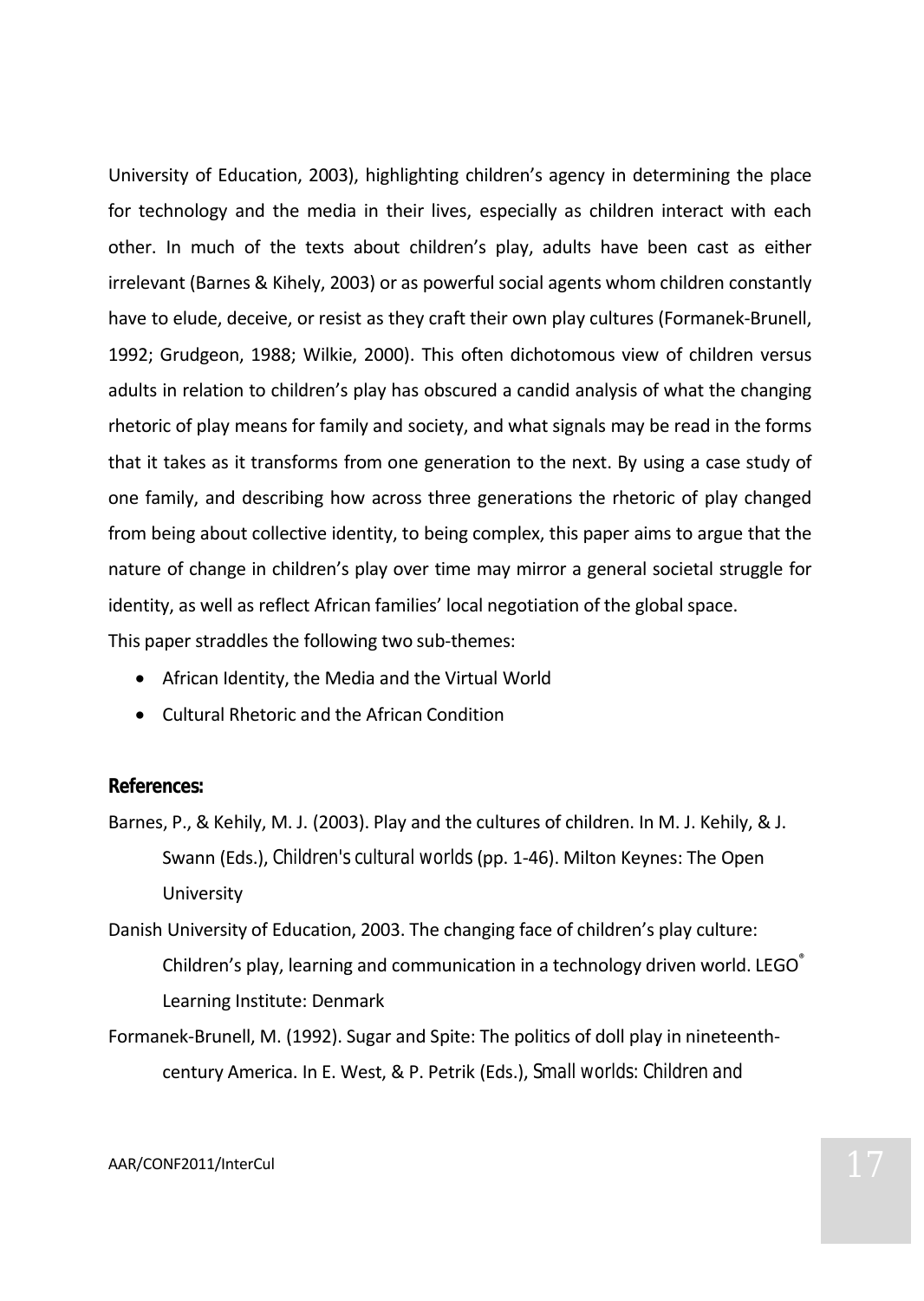University of Education, 2003), highlighting children's agency in determining the place for technology and the media in their lives, especially as children interact with each other. In much of the texts about children's play, adults have been cast as either irrelevant (Barnes & Kihely, 2003) or as powerful social agents whom children constantly have to elude, deceive, or resist as they craft their own play cultures (Formanek-Brunell, 1992; Grudgeon, 1988; Wilkie, 2000). This often dichotomous view of children versus adults in relation to children's play has obscured a candid analysis of what the changing rhetoric of play means for family and society, and what signals may be read in the forms that it takes as it transforms from one generation to the next. By using a case study of one family, and describing how across three generations the rhetoric of play changed from being about collective identity, to being complex, this paper aims to argue that the nature of change in children's play over time may mirror a general societal struggle for identity, as well as reflect African families' local negotiation of the global space.

This paper straddles the following two sub-themes:

- African Identity, the Media and the Virtual World
- Cultural Rhetoric and the African Condition

**References:**

Barnes, P., & Kehily, M. J. (2003). Play and the cultures of children. In M. J. Kehily, & J. Swann (Eds.), *Children's cultural worlds* (pp. 1-46). Milton Keynes: The Open University

Danish University of Education, 2003. The changing face of children's play culture: Children's play, learning and communication in a technology driven world. LEGO® Learning Institute: Denmark

Formanek-Brunell, M. (1992). Sugar and Spite: The politics of doll play in nineteenth-century America. In E. West, & P. Petrik (Eds.), *Small worlds: Children and*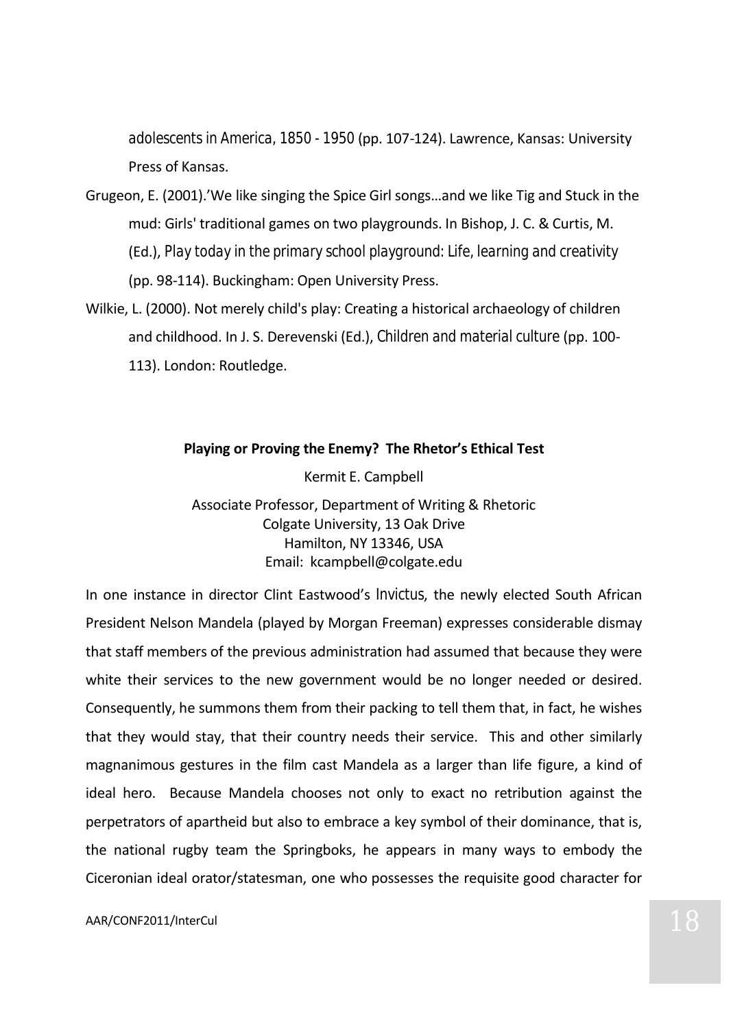*adolescents in America, 1850 - 1950* (pp. 107-124). Lawrence, Kansas: University Press of Kansas.

Grugeon, E. (2001).'We like singing the Spice Girl songs…and we like Tig and Stuck in the mud: Girls' traditional games on two playgrounds. In Bishop, J. C. & Curtis, M. (Ed.), *Play today in the primary school playground: Life, learning and creativity* (pp. 98-114). Buckingham: Open University Press.

Wilkie, L. (2000). Not merely child's play: Creating a historical archaeology of children and childhood. In J. S. Derevenski (Ed.), *Children and material culture* (pp. 100-113). London: Routledge.

**Playing or Proving the Enemy? The Rhetor's Ethical Test**

Kermit E. Campbell

Associate Professor, Department of Writing & Rhetoric
Colgate University, 13 Oak Drive
Hamilton, NY 13346, USA
Email: kcampbell@colgate.edu

In one instance in director Clint Eastwood's *Invictus*, the newly elected South African President Nelson Mandela (played by Morgan Freeman) expresses considerable dismay that staff members of the previous administration had assumed that because they were white their services to the new government would be no longer needed or desired. Consequently, he summons them from their packing to tell them that, in fact, he wishes that they would stay, that their country needs their service. This and other similarly magnanimous gestures in the film cast Mandela as a larger than life figure, a kind of ideal hero. Because Mandela chooses not only to exact no retribution against the perpetrators of apartheid but also to embrace a key symbol of their dominance, that is, the national rugby team the Springboks, he appears in many ways to embody the Ciceronian ideal orator/statesman, one who possesses the requisite good character for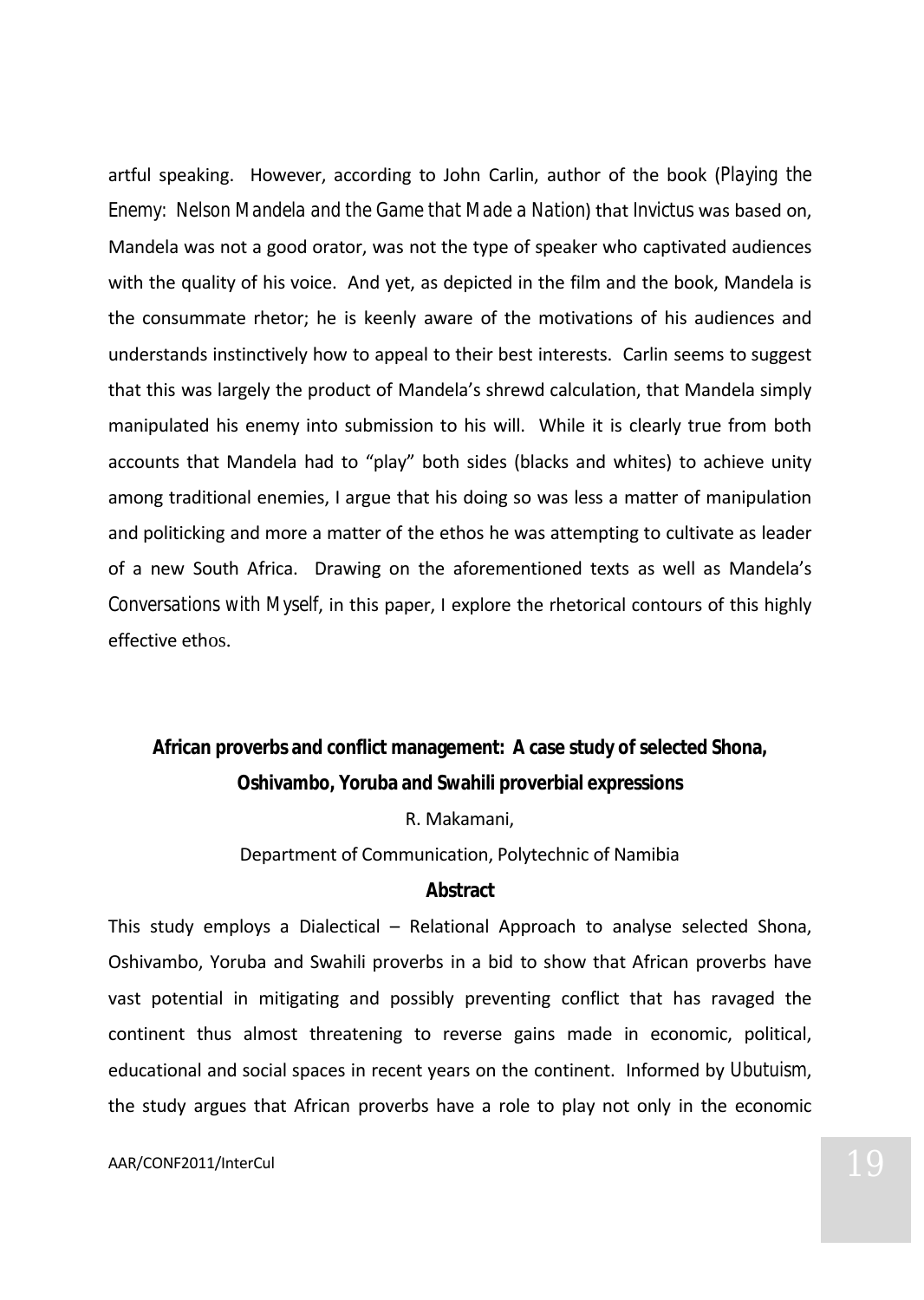artful speaking. However, according to John Carlin, author of the book (*Playing the Enemy: Nelson Mandela and the Game that Made a Nation*) that *Invictus* was based on, Mandela was not a good orator, was not the type of speaker who captivated audiences with the quality of his voice. And yet, as depicted in the film and the book, Mandela is the consummate rhetor; he is keenly aware of the motivations of his audiences and understands instinctively how to appeal to their best interests. Carlin seems to suggest that this was largely the product of Mandela's shrewd calculation, that Mandela simply manipulated his enemy into submission to his will. While it is clearly true from both accounts that Mandela had to "play" both sides (blacks and whites) to achieve unity among traditional enemies, I argue that his doing so was less a matter of manipulation and politicking and more a matter of the ethos he was attempting to cultivate as leader of a new South Africa. Drawing on the aforementioned texts as well as Mandela's *Conversations with Myself*, in this paper, I explore the rhetorical contours of this highly effective ethos.

## African proverbs and conflict management: A case study of selected Shona, Oshivambo, Yoruba and Swahili proverbial expressions

R. Makamani,

Department of Communication, Polytechnic of Namibia

**Abstract**

This study employs a Dialectical – Relational Approach to analyse selected Shona, Oshivambo, Yoruba and Swahili proverbs in a bid to show that African proverbs have vast potential in mitigating and possibly preventing conflict that has ravaged the continent thus almost threatening to reverse gains made in economic, political, educational and social spaces in recent years on the continent. Informed by *Ubutuism*, the study argues that African proverbs have a role to play not only in the economic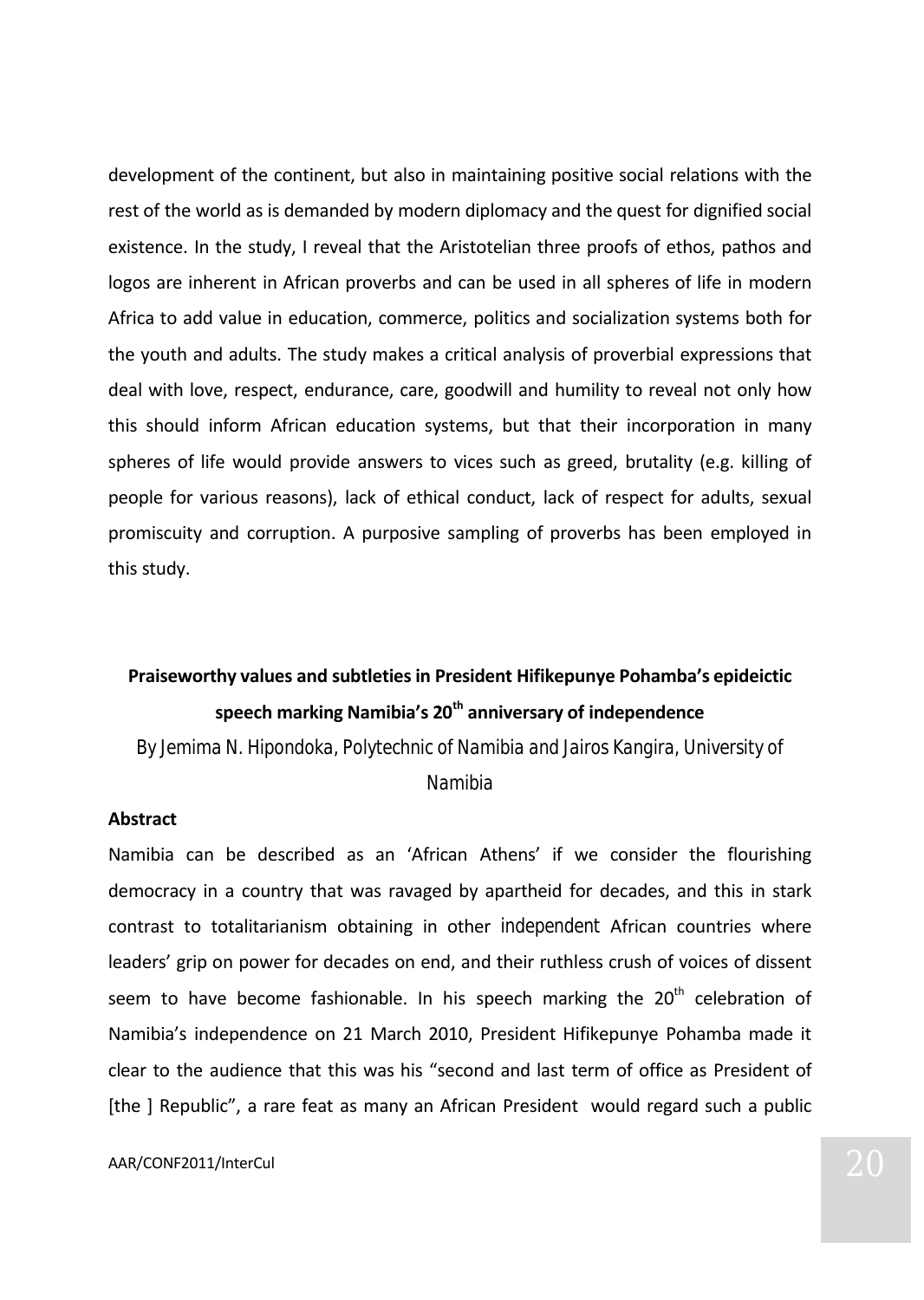development of the continent, but also in maintaining positive social relations with the rest of the world as is demanded by modern diplomacy and the quest for dignified social existence. In the study, I reveal that the Aristotelian three proofs of ethos, pathos and logos are inherent in African proverbs and can be used in all spheres of life in modern Africa to add value in education, commerce, politics and socialization systems both for the youth and adults. The study makes a critical analysis of proverbial expressions that deal with love, respect, endurance, care, goodwill and humility to reveal not only how this should inform African education systems, but that their incorporation in many spheres of life would provide answers to vices such as greed, brutality (e.g. killing of people for various reasons), lack of ethical conduct, lack of respect for adults, sexual promiscuity and corruption. A purposive sampling of proverbs has been employed in this study.

## Praiseworthy values and subtleties in President Hifikepunye Pohamba's epideictic speech marking Namibia's 20th anniversary of independence

By Jemima N. Hipondoka, Polytechnic of Namibia and Jairos Kangira, University of Namibia

**Abstract**

Namibia can be described as an 'African Athens' if we consider the flourishing democracy in a country that was ravaged by apartheid for decades, and this in stark contrast to totalitarianism obtaining in other independent African countries where leaders' grip on power for decades on end, and their ruthless crush of voices of dissent seem to have become fashionable. In his speech marking the 20th celebration of Namibia's independence on 21 March 2010, President Hifikepunye Pohamba made it clear to the audience that this was his "second and last term of office as President of [the ] Republic", a rare feat as many an African President would regard such a public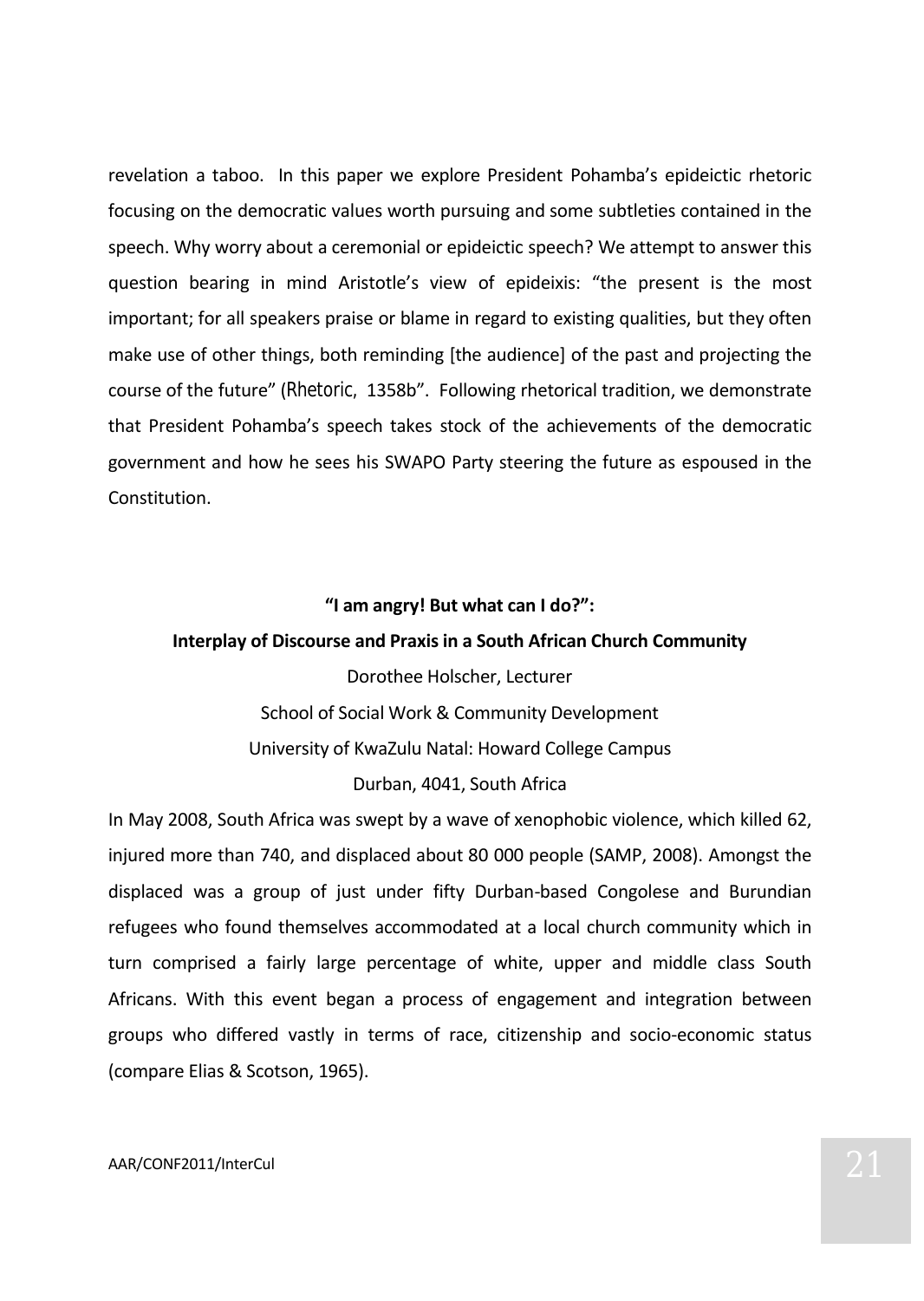revelation a taboo. In this paper we explore President Pohamba's epideictic rhetoric focusing on the democratic values worth pursuing and some subtleties contained in the speech. Why worry about a ceremonial or epideictic speech? We attempt to answer this question bearing in mind Aristotle's view of epideixis: "the present is the most important; for all speakers praise or blame in regard to existing qualities, but they often make use of other things, both reminding [the audience] of the past and projecting the course of the future" (*Rhetoric*, 1358b". Following rhetorical tradition, we demonstrate that President Pohamba's speech takes stock of the achievements of the democratic government and how he sees his SWAPO Party steering the future as espoused in the Constitution.

## "I am angry! But what can I do?": Interplay of Discourse and Praxis in a South African Church Community

Dorothee Holscher, Lecturer

School of Social Work & Community Development

University of KwaZulu Natal: Howard College Campus

Durban, 4041, South Africa

In May 2008, South Africa was swept by a wave of xenophobic violence, which killed 62, injured more than 740, and displaced about 80 000 people (SAMP, 2008). Amongst the displaced was a group of just under fifty Durban-based Congolese and Burundian refugees who found themselves accommodated at a local church community which in turn comprised a fairly large percentage of white, upper and middle class South Africans. With this event began a process of engagement and integration between groups who differed vastly in terms of race, citizenship and socio-economic status (compare Elias & Scotson, 1965).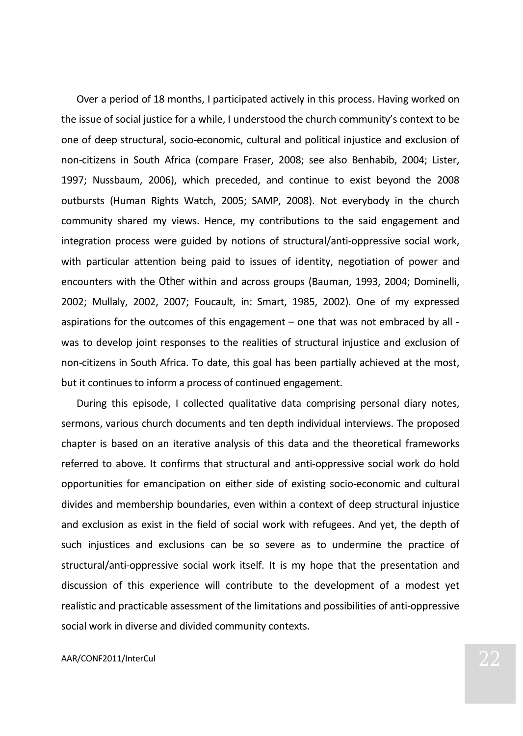Over a period of 18 months, I participated actively in this process. Having worked on the issue of social justice for a while, I understood the church community's context to be one of deep structural, socio-economic, cultural and political injustice and exclusion of non-citizens in South Africa (compare Fraser, 2008; see also Benhabib, 2004; Lister, 1997; Nussbaum, 2006), which preceded, and continue to exist beyond the 2008 outbursts (Human Rights Watch, 2005; SAMP, 2008). Not everybody in the church community shared my views. Hence, my contributions to the said engagement and integration process were guided by notions of structural/anti-oppressive social work, with particular attention being paid to issues of identity, negotiation of power and encounters with the Other within and across groups (Bauman, 1993, 2004; Dominelli, 2002; Mullaly, 2002, 2007; Foucault, in: Smart, 1985, 2002). One of my expressed aspirations for the outcomes of this engagement – one that was not embraced by all - was to develop joint responses to the realities of structural injustice and exclusion of non-citizens in South Africa. To date, this goal has been partially achieved at the most, but it continues to inform a process of continued engagement.

During this episode, I collected qualitative data comprising personal diary notes, sermons, various church documents and ten depth individual interviews. The proposed chapter is based on an iterative analysis of this data and the theoretical frameworks referred to above. It confirms that structural and anti-oppressive social work do hold opportunities for emancipation on either side of existing socio-economic and cultural divides and membership boundaries, even within a context of deep structural injustice and exclusion as exist in the field of social work with refugees. And yet, the depth of such injustices and exclusions can be so severe as to undermine the practice of structural/anti-oppressive social work itself. It is my hope that the presentation and discussion of this experience will contribute to the development of a modest yet realistic and practicable assessment of the limitations and possibilities of anti-oppressive social work in diverse and divided community contexts.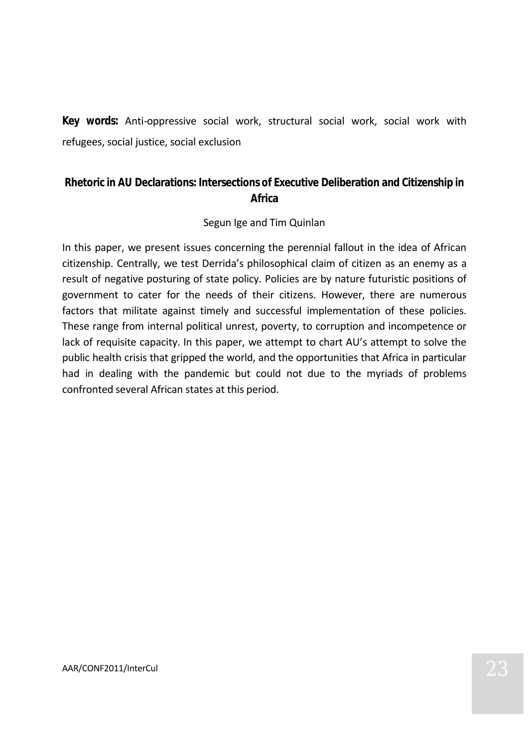**Key words:** Anti-oppressive social work, structural social work, social work with refugees, social justice, social exclusion

## Rhetoric in AU Declarations: Intersections of Executive Deliberation and Citizenship in Africa

Segun Ige and Tim Quinlan

In this paper, we present issues concerning the perennial fallout in the idea of African citizenship. Centrally, we test Derrida's philosophical claim of citizen as an enemy as a result of negative posturing of state policy. Policies are by nature futuristic positions of government to cater for the needs of their citizens. However, there are numerous factors that militate against timely and successful implementation of these policies. These range from internal political unrest, poverty, to corruption and incompetence or lack of requisite capacity. In this paper, we attempt to chart AU's attempt to solve the public health crisis that gripped the world, and the opportunities that Africa in particular had in dealing with the pandemic but could not due to the myriads of problems confronted several African states at this period.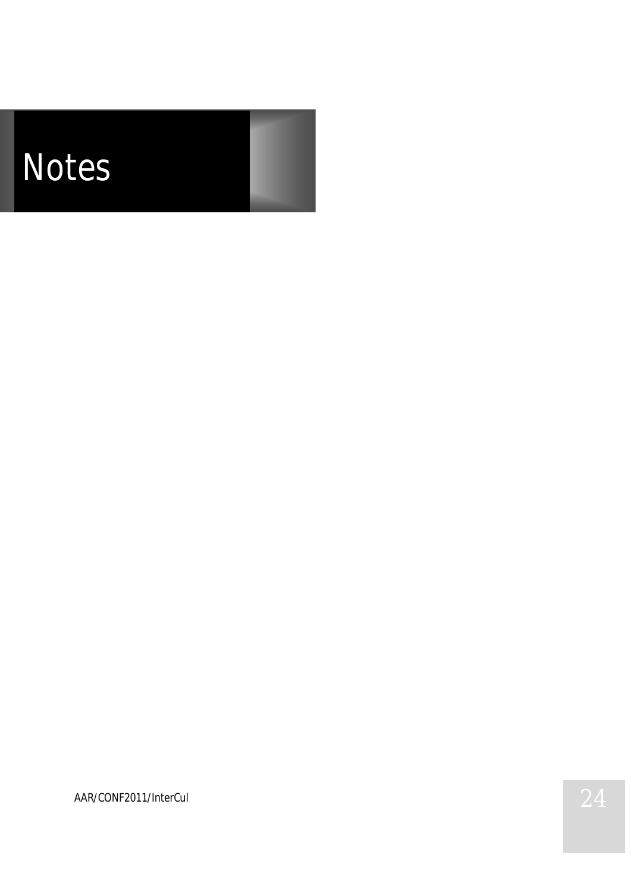# Notes